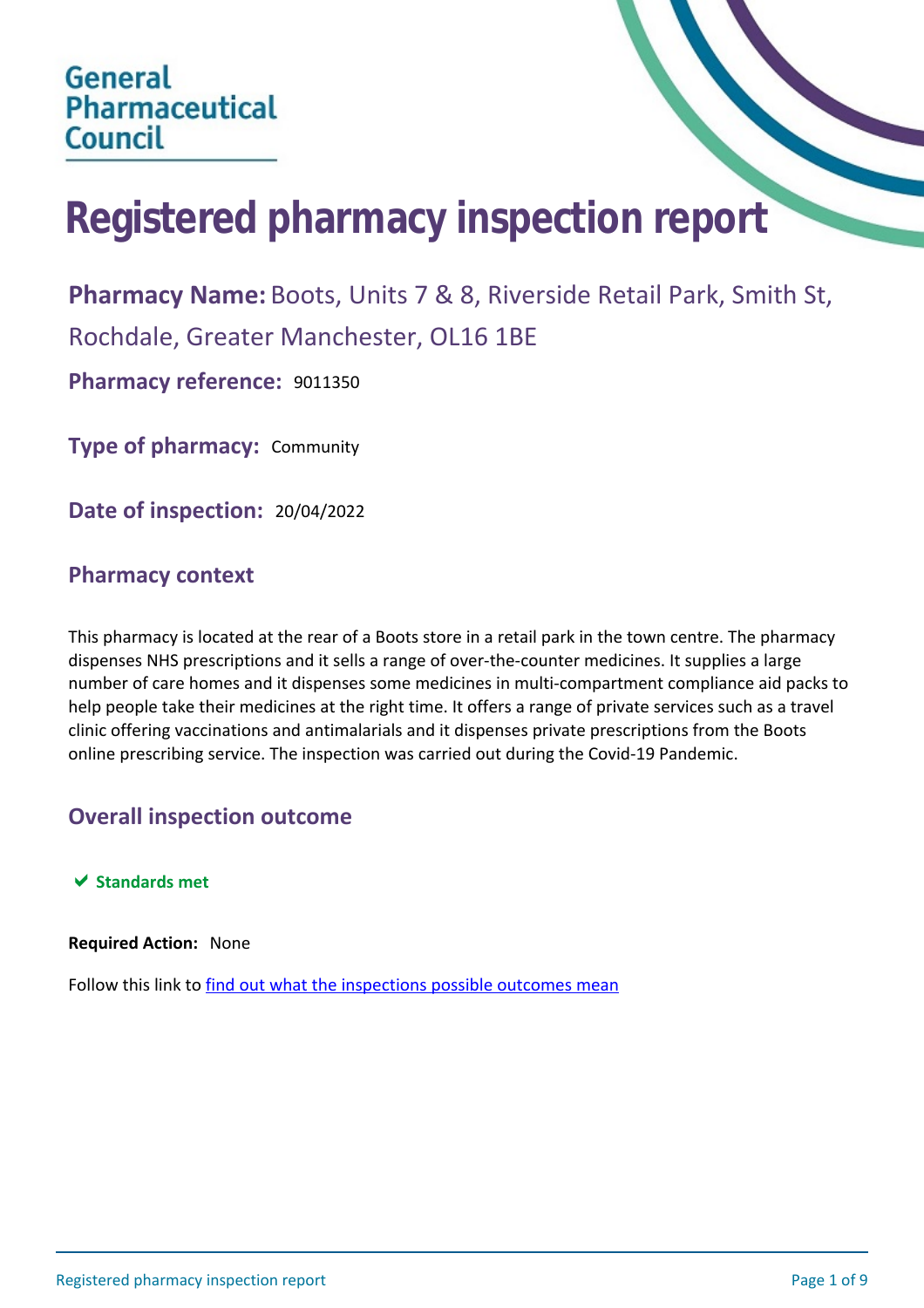General Pharmaceutical Council

# Registered pharmacy inspection report

**Pharmacy Name:** Boots, Units 7 & 8, Riverside Retail Park, Smith St, Rochdale, Greater Manchester, OL16 1BE

**Pharmacy reference:** 9011350

**Type of pharmacy:** Community

**Date of inspection:** 20/04/2022

## Pharmacy context

This pharmacy is located at the rear of a Boots store in a retail park in the town centre. The pharmacy dispenses NHS prescriptions and it sells a range of over-the-counter medicines. It supplies a large number of care homes and it dispenses some medicines in multi-compartment compliance aid packs to help people take their medicines at the right time. It offers a range of private services such as a travel clinic offering vaccinations and antimalarials and it dispenses private prescriptions from the Boots online prescribing service. The inspection was carried out during the Covid-19 Pandemic.

## Overall inspection outcome

✔ **Standards met**

**Required Action:** None

Follow this link to [find out what the inspections possible outcomes mean]()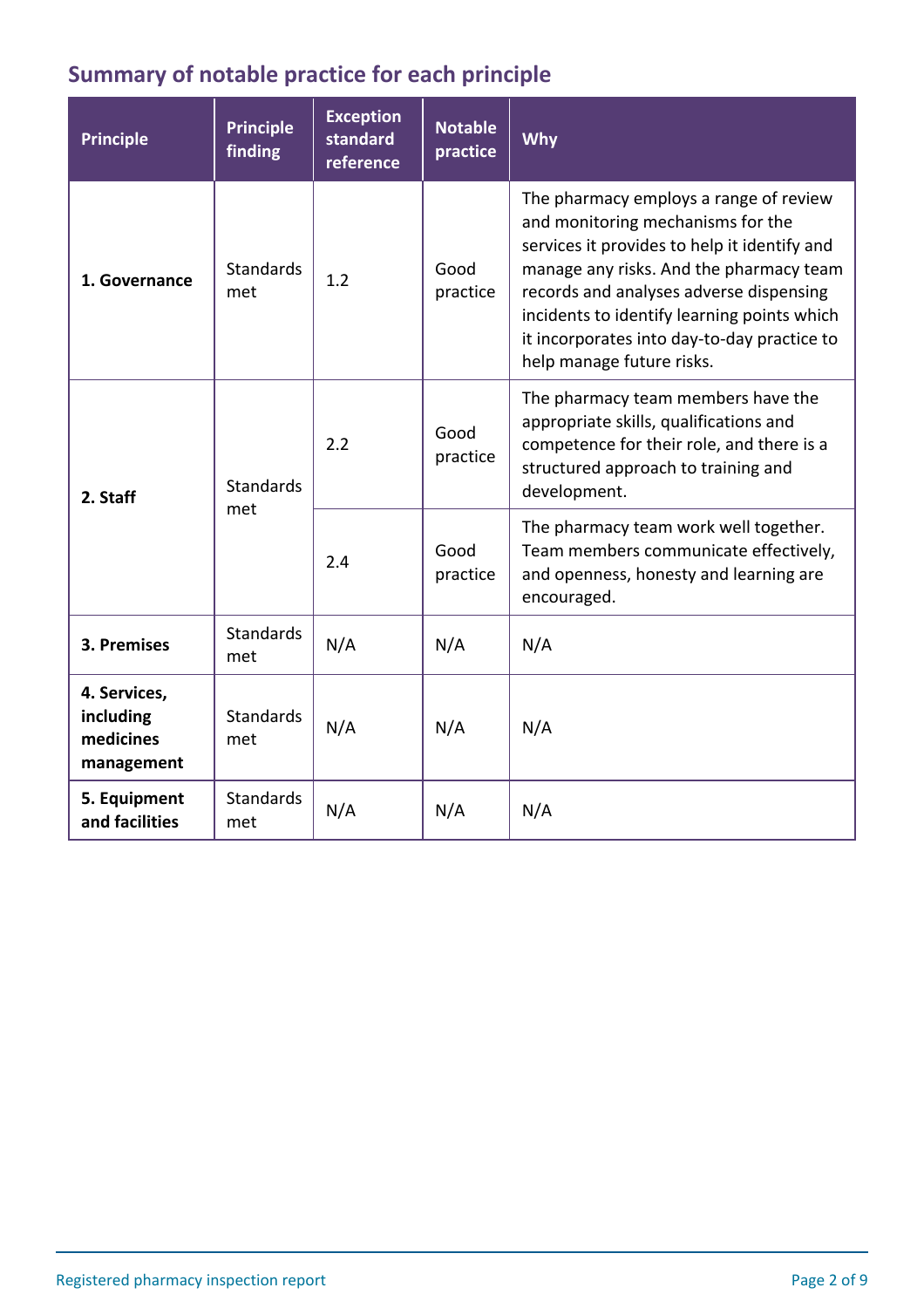## Summary of notable practice for each principle

| Principle | Principle finding | Exception standard reference | Notable practice | Why |
|---|---|---|---|---|
| **1. Governance** | Standards met | 1.2 | Good practice | The pharmacy employs a range of review and monitoring mechanisms for the services it provides to help it identify and manage any risks. And the pharmacy team records and analyses adverse dispensing incidents to identify learning points which it incorporates into day-to-day practice to help manage future risks. |
| **2. Staff** | Standards met | 2.2 | Good practice | The pharmacy team members have the appropriate skills, qualifications and competence for their role, and there is a structured approach to training and development. |
| | | 2.4 | Good practice | The pharmacy team work well together. Team members communicate effectively, and openness, honesty and learning are encouraged. |
| **3. Premises** | Standards met | N/A | N/A | N/A |
| **4. Services, including medicines management** | Standards met | N/A | N/A | N/A |
| **5. Equipment and facilities** | Standards met | N/A | N/A | N/A |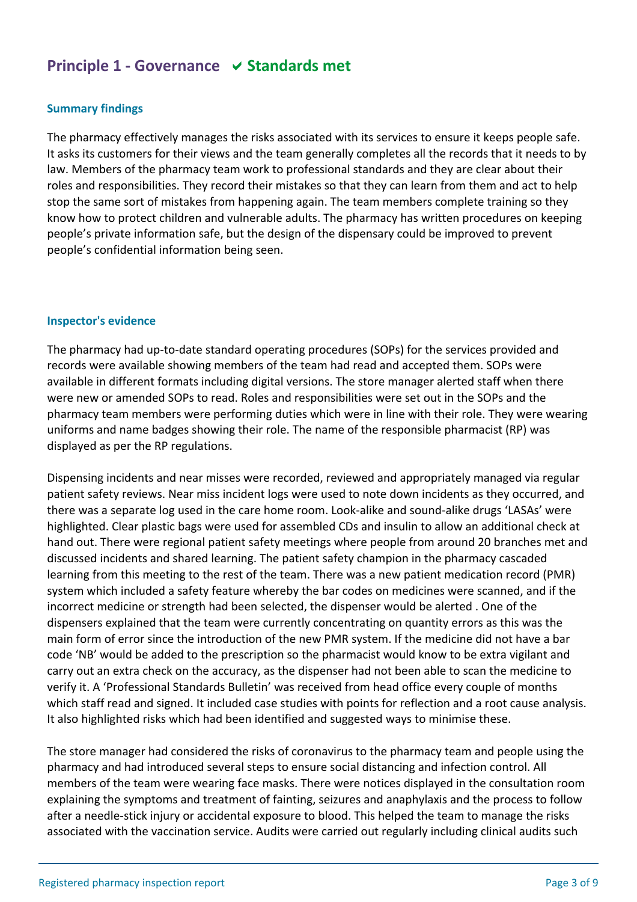## Principle 1 - Governance ✔ Standards met

### Summary findings

The pharmacy effectively manages the risks associated with its services to ensure it keeps people safe. It asks its customers for their views and the team generally completes all the records that it needs to by law. Members of the pharmacy team work to professional standards and they are clear about their roles and responsibilities. They record their mistakes so that they can learn from them and act to help stop the same sort of mistakes from happening again. The team members complete training so they know how to protect children and vulnerable adults. The pharmacy has written procedures on keeping people's private information safe, but the design of the dispensary could be improved to prevent people's confidential information being seen.

### Inspector's evidence

The pharmacy had up-to-date standard operating procedures (SOPs) for the services provided and records were available showing members of the team had read and accepted them. SOPs were available in different formats including digital versions. The store manager alerted staff when there were new or amended SOPs to read. Roles and responsibilities were set out in the SOPs and the pharmacy team members were performing duties which were in line with their role. They were wearing uniforms and name badges showing their role. The name of the responsible pharmacist (RP) was displayed as per the RP regulations.

Dispensing incidents and near misses were recorded, reviewed and appropriately managed via regular patient safety reviews. Near miss incident logs were used to note down incidents as they occurred, and there was a separate log used in the care home room. Look-alike and sound-alike drugs 'LASAs' were highlighted. Clear plastic bags were used for assembled CDs and insulin to allow an additional check at hand out. There were regional patient safety meetings where people from around 20 branches met and discussed incidents and shared learning. The patient safety champion in the pharmacy cascaded learning from this meeting to the rest of the team. There was a new patient medication record (PMR) system which included a safety feature whereby the bar codes on medicines were scanned, and if the incorrect medicine or strength had been selected, the dispenser would be alerted . One of the dispensers explained that the team were currently concentrating on quantity errors as this was the main form of error since the introduction of the new PMR system. If the medicine did not have a bar code 'NB' would be added to the prescription so the pharmacist would know to be extra vigilant and carry out an extra check on the accuracy, as the dispenser had not been able to scan the medicine to verify it. A 'Professional Standards Bulletin' was received from head office every couple of months which staff read and signed. It included case studies with points for reflection and a root cause analysis. It also highlighted risks which had been identified and suggested ways to minimise these.

The store manager had considered the risks of coronavirus to the pharmacy team and people using the pharmacy and had introduced several steps to ensure social distancing and infection control. All members of the team were wearing face masks. There were notices displayed in the consultation room explaining the symptoms and treatment of fainting, seizures and anaphylaxis and the process to follow after a needle-stick injury or accidental exposure to blood. This helped the team to manage the risks associated with the vaccination service. Audits were carried out regularly including clinical audits such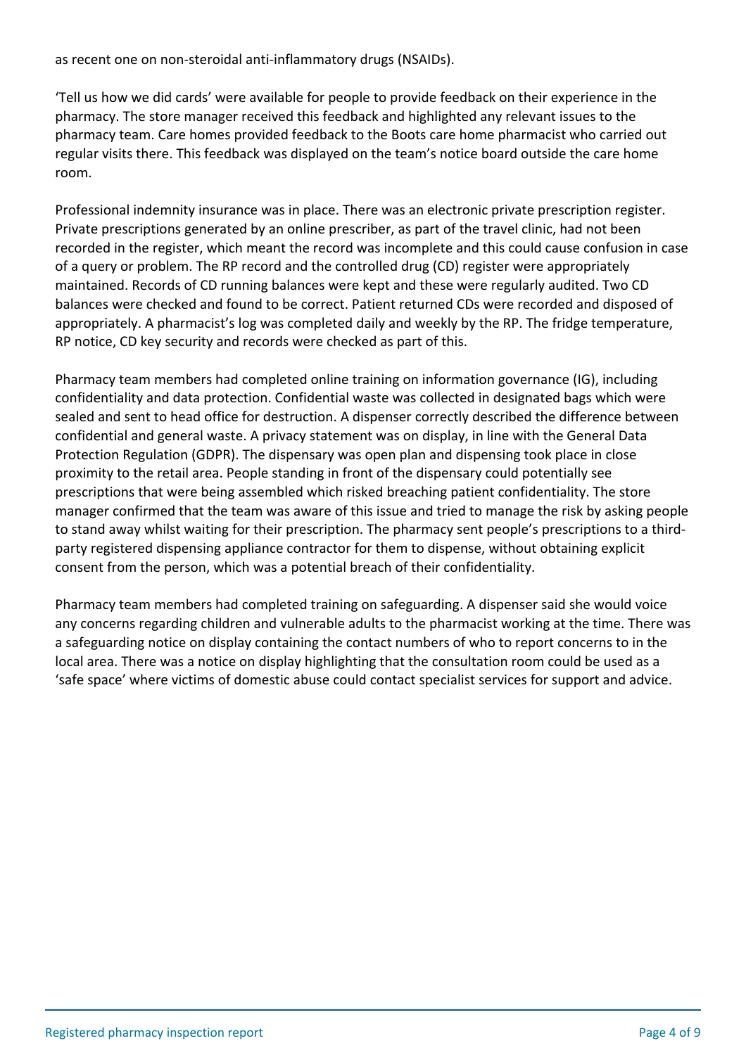as recent one on non-steroidal anti-inflammatory drugs (NSAIDs).

'Tell us how we did cards' were available for people to provide feedback on their experience in the pharmacy. The store manager received this feedback and highlighted any relevant issues to the pharmacy team. Care homes provided feedback to the Boots care home pharmacist who carried out regular visits there. This feedback was displayed on the team's notice board outside the care home room.

Professional indemnity insurance was in place. There was an electronic private prescription register. Private prescriptions generated by an online prescriber, as part of the travel clinic, had not been recorded in the register, which meant the record was incomplete and this could cause confusion in case of a query or problem. The RP record and the controlled drug (CD) register were appropriately maintained. Records of CD running balances were kept and these were regularly audited. Two CD balances were checked and found to be correct. Patient returned CDs were recorded and disposed of appropriately. A pharmacist's log was completed daily and weekly by the RP. The fridge temperature, RP notice, CD key security and records were checked as part of this.

Pharmacy team members had completed online training on information governance (IG), including confidentiality and data protection. Confidential waste was collected in designated bags which were sealed and sent to head office for destruction. A dispenser correctly described the difference between confidential and general waste. A privacy statement was on display, in line with the General Data Protection Regulation (GDPR). The dispensary was open plan and dispensing took place in close proximity to the retail area. People standing in front of the dispensary could potentially see prescriptions that were being assembled which risked breaching patient confidentiality. The store manager confirmed that the team was aware of this issue and tried to manage the risk by asking people to stand away whilst waiting for their prescription. The pharmacy sent people's prescriptions to a third-party registered dispensing appliance contractor for them to dispense, without obtaining explicit consent from the person, which was a potential breach of their confidentiality.

Pharmacy team members had completed training on safeguarding. A dispenser said she would voice any concerns regarding children and vulnerable adults to the pharmacist working at the time. There was a safeguarding notice on display containing the contact numbers of who to report concerns to in the local area. There was a notice on display highlighting that the consultation room could be used as a 'safe space' where victims of domestic abuse could contact specialist services for support and advice.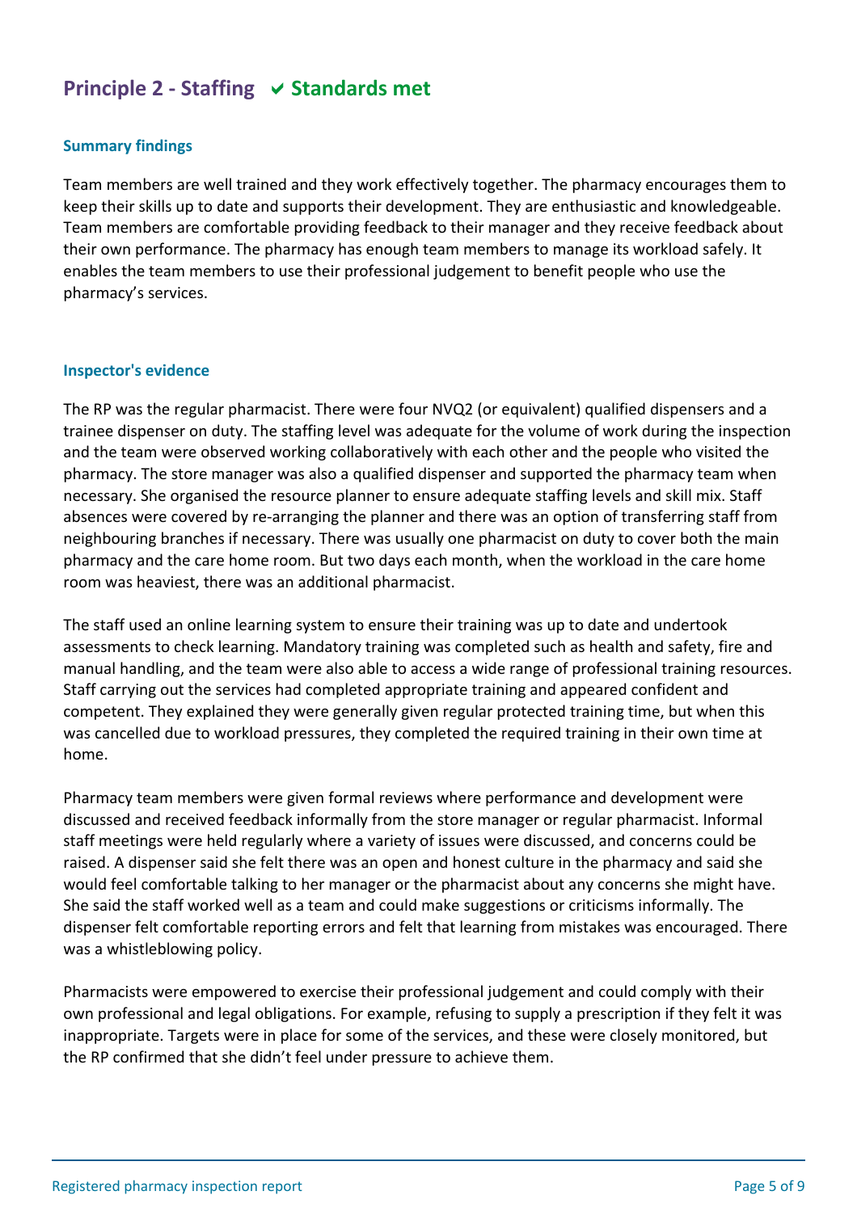## Principle 2 - Staffing ✔ Standards met

### Summary findings

Team members are well trained and they work effectively together. The pharmacy encourages them to keep their skills up to date and supports their development. They are enthusiastic and knowledgeable. Team members are comfortable providing feedback to their manager and they receive feedback about their own performance. The pharmacy has enough team members to manage its workload safely. It enables the team members to use their professional judgement to benefit people who use the pharmacy's services.

### Inspector's evidence

The RP was the regular pharmacist. There were four NVQ2 (or equivalent) qualified dispensers and a trainee dispenser on duty. The staffing level was adequate for the volume of work during the inspection and the team were observed working collaboratively with each other and the people who visited the pharmacy. The store manager was also a qualified dispenser and supported the pharmacy team when necessary. She organised the resource planner to ensure adequate staffing levels and skill mix. Staff absences were covered by re-arranging the planner and there was an option of transferring staff from neighbouring branches if necessary. There was usually one pharmacist on duty to cover both the main pharmacy and the care home room. But two days each month, when the workload in the care home room was heaviest, there was an additional pharmacist.

The staff used an online learning system to ensure their training was up to date and undertook assessments to check learning. Mandatory training was completed such as health and safety, fire and manual handling, and the team were also able to access a wide range of professional training resources. Staff carrying out the services had completed appropriate training and appeared confident and competent. They explained they were generally given regular protected training time, but when this was cancelled due to workload pressures, they completed the required training in their own time at home.

Pharmacy team members were given formal reviews where performance and development were discussed and received feedback informally from the store manager or regular pharmacist. Informal staff meetings were held regularly where a variety of issues were discussed, and concerns could be raised. A dispenser said she felt there was an open and honest culture in the pharmacy and said she would feel comfortable talking to her manager or the pharmacist about any concerns she might have. She said the staff worked well as a team and could make suggestions or criticisms informally. The dispenser felt comfortable reporting errors and felt that learning from mistakes was encouraged. There was a whistleblowing policy.

Pharmacists were empowered to exercise their professional judgement and could comply with their own professional and legal obligations. For example, refusing to supply a prescription if they felt it was inappropriate. Targets were in place for some of the services, and these were closely monitored, but the RP confirmed that she didn't feel under pressure to achieve them.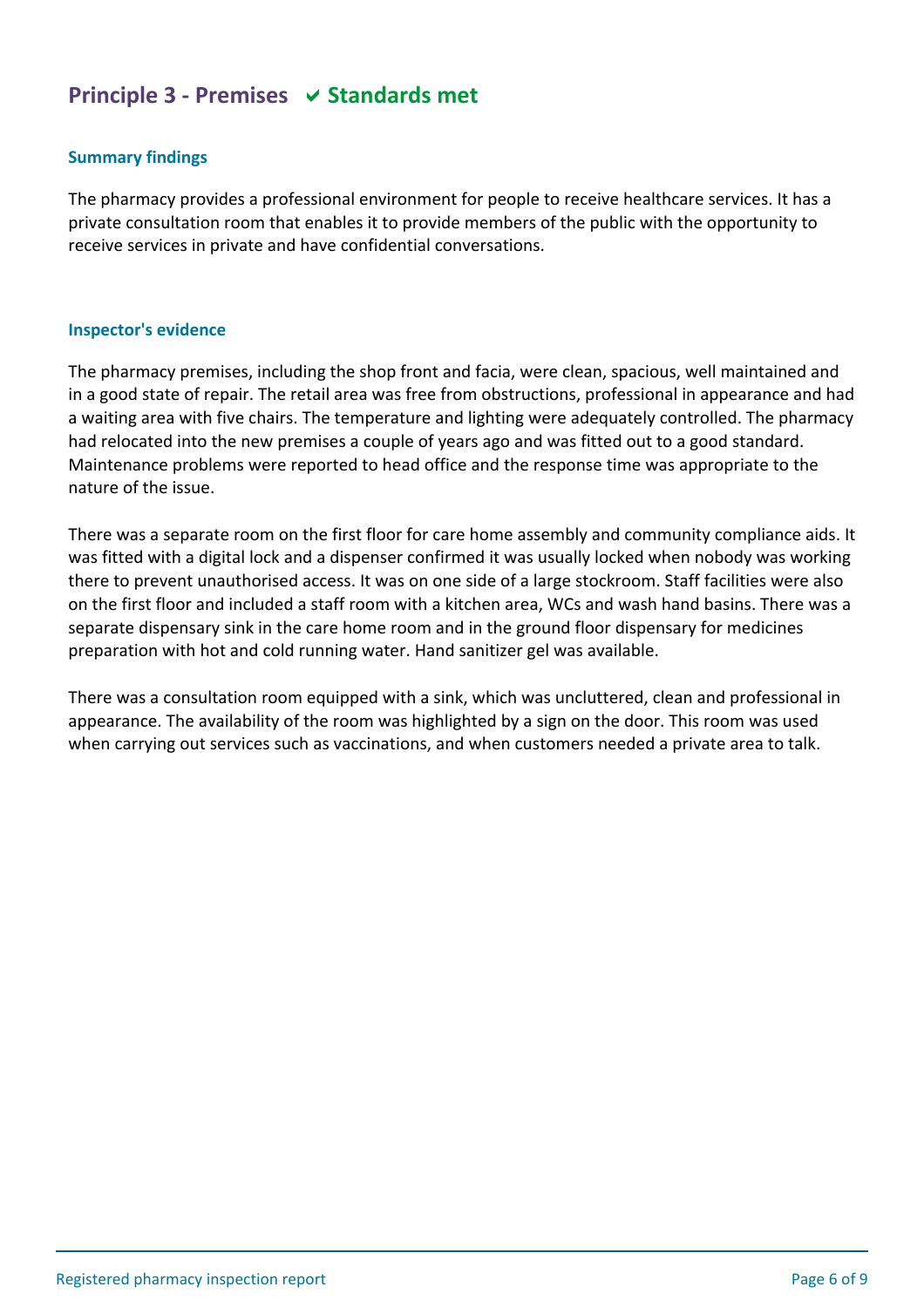## Principle 3 - Premises ✔ Standards met

### Summary findings

The pharmacy provides a professional environment for people to receive healthcare services. It has a private consultation room that enables it to provide members of the public with the opportunity to receive services in private and have confidential conversations.

### Inspector's evidence

The pharmacy premises, including the shop front and facia, were clean, spacious, well maintained and in a good state of repair. The retail area was free from obstructions, professional in appearance and had a waiting area with five chairs. The temperature and lighting were adequately controlled. The pharmacy had relocated into the new premises a couple of years ago and was fitted out to a good standard. Maintenance problems were reported to head office and the response time was appropriate to the nature of the issue.

There was a separate room on the first floor for care home assembly and community compliance aids. It was fitted with a digital lock and a dispenser confirmed it was usually locked when nobody was working there to prevent unauthorised access. It was on one side of a large stockroom. Staff facilities were also on the first floor and included a staff room with a kitchen area, WCs and wash hand basins. There was a separate dispensary sink in the care home room and in the ground floor dispensary for medicines preparation with hot and cold running water. Hand sanitizer gel was available.

There was a consultation room equipped with a sink, which was uncluttered, clean and professional in appearance. The availability of the room was highlighted by a sign on the door. This room was used when carrying out services such as vaccinations, and when customers needed a private area to talk.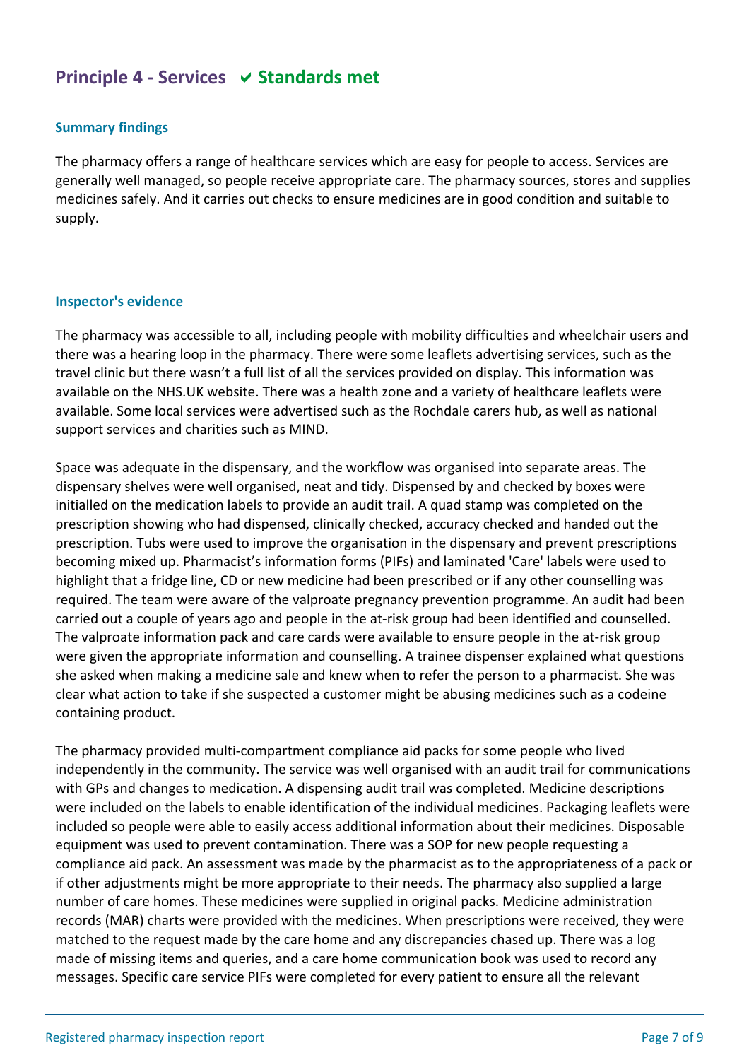## Principle 4 - Services ✔ Standards met

### Summary findings

The pharmacy offers a range of healthcare services which are easy for people to access. Services are generally well managed, so people receive appropriate care. The pharmacy sources, stores and supplies medicines safely. And it carries out checks to ensure medicines are in good condition and suitable to supply.

### Inspector's evidence

The pharmacy was accessible to all, including people with mobility difficulties and wheelchair users and there was a hearing loop in the pharmacy. There were some leaflets advertising services, such as the travel clinic but there wasn't a full list of all the services provided on display. This information was available on the NHS.UK website. There was a health zone and a variety of healthcare leaflets were available. Some local services were advertised such as the Rochdale carers hub, as well as national support services and charities such as MIND.

Space was adequate in the dispensary, and the workflow was organised into separate areas. The dispensary shelves were well organised, neat and tidy. Dispensed by and checked by boxes were initialled on the medication labels to provide an audit trail. A quad stamp was completed on the prescription showing who had dispensed, clinically checked, accuracy checked and handed out the prescription. Tubs were used to improve the organisation in the dispensary and prevent prescriptions becoming mixed up. Pharmacist's information forms (PIFs) and laminated 'Care' labels were used to highlight that a fridge line, CD or new medicine had been prescribed or if any other counselling was required. The team were aware of the valproate pregnancy prevention programme. An audit had been carried out a couple of years ago and people in the at-risk group had been identified and counselled. The valproate information pack and care cards were available to ensure people in the at-risk group were given the appropriate information and counselling. A trainee dispenser explained what questions she asked when making a medicine sale and knew when to refer the person to a pharmacist. She was clear what action to take if she suspected a customer might be abusing medicines such as a codeine containing product.

The pharmacy provided multi-compartment compliance aid packs for some people who lived independently in the community. The service was well organised with an audit trail for communications with GPs and changes to medication. A dispensing audit trail was completed. Medicine descriptions were included on the labels to enable identification of the individual medicines. Packaging leaflets were included so people were able to easily access additional information about their medicines. Disposable equipment was used to prevent contamination. There was a SOP for new people requesting a compliance aid pack. An assessment was made by the pharmacist as to the appropriateness of a pack or if other adjustments might be more appropriate to their needs. The pharmacy also supplied a large number of care homes. These medicines were supplied in original packs. Medicine administration records (MAR) charts were provided with the medicines. When prescriptions were received, they were matched to the request made by the care home and any discrepancies chased up. There was a log made of missing items and queries, and a care home communication book was used to record any messages. Specific care service PIFs were completed for every patient to ensure all the relevant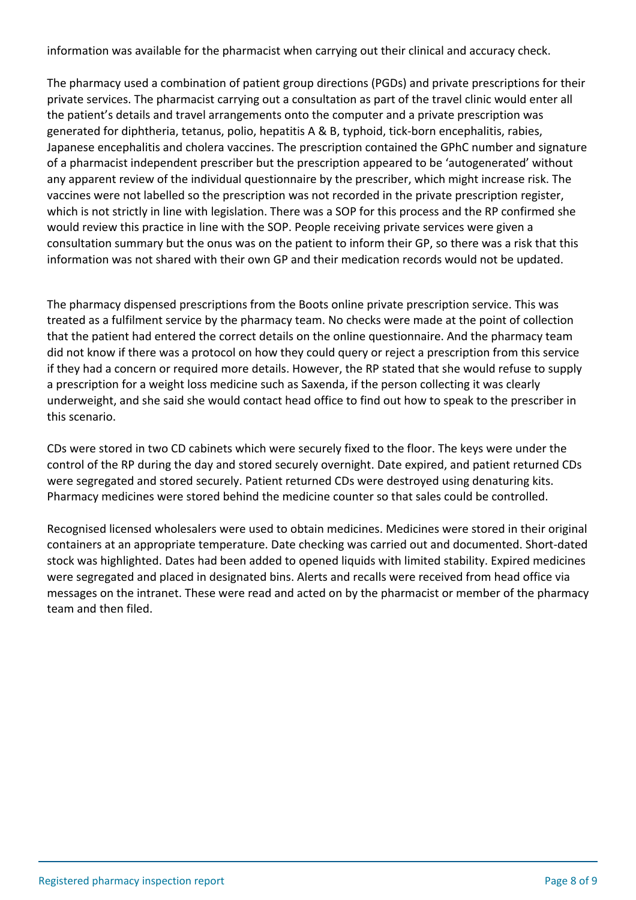information was available for the pharmacist when carrying out their clinical and accuracy check.

The pharmacy used a combination of patient group directions (PGDs) and private prescriptions for their private services. The pharmacist carrying out a consultation as part of the travel clinic would enter all the patient's details and travel arrangements onto the computer and a private prescription was generated for diphtheria, tetanus, polio, hepatitis A & B, typhoid, tick-born encephalitis, rabies, Japanese encephalitis and cholera vaccines. The prescription contained the GPhC number and signature of a pharmacist independent prescriber but the prescription appeared to be 'autogenerated' without any apparent review of the individual questionnaire by the prescriber, which might increase risk. The vaccines were not labelled so the prescription was not recorded in the private prescription register, which is not strictly in line with legislation. There was a SOP for this process and the RP confirmed she would review this practice in line with the SOP. People receiving private services were given a consultation summary but the onus was on the patient to inform their GP, so there was a risk that this information was not shared with their own GP and their medication records would not be updated.

The pharmacy dispensed prescriptions from the Boots online private prescription service. This was treated as a fulfilment service by the pharmacy team. No checks were made at the point of collection that the patient had entered the correct details on the online questionnaire. And the pharmacy team did not know if there was a protocol on how they could query or reject a prescription from this service if they had a concern or required more details. However, the RP stated that she would refuse to supply a prescription for a weight loss medicine such as Saxenda, if the person collecting it was clearly underweight, and she said she would contact head office to find out how to speak to the prescriber in this scenario.

CDs were stored in two CD cabinets which were securely fixed to the floor. The keys were under the control of the RP during the day and stored securely overnight. Date expired, and patient returned CDs were segregated and stored securely. Patient returned CDs were destroyed using denaturing kits. Pharmacy medicines were stored behind the medicine counter so that sales could be controlled.

Recognised licensed wholesalers were used to obtain medicines. Medicines were stored in their original containers at an appropriate temperature. Date checking was carried out and documented. Short-dated stock was highlighted. Dates had been added to opened liquids with limited stability. Expired medicines were segregated and placed in designated bins. Alerts and recalls were received from head office via messages on the intranet. These were read and acted on by the pharmacist or member of the pharmacy team and then filed.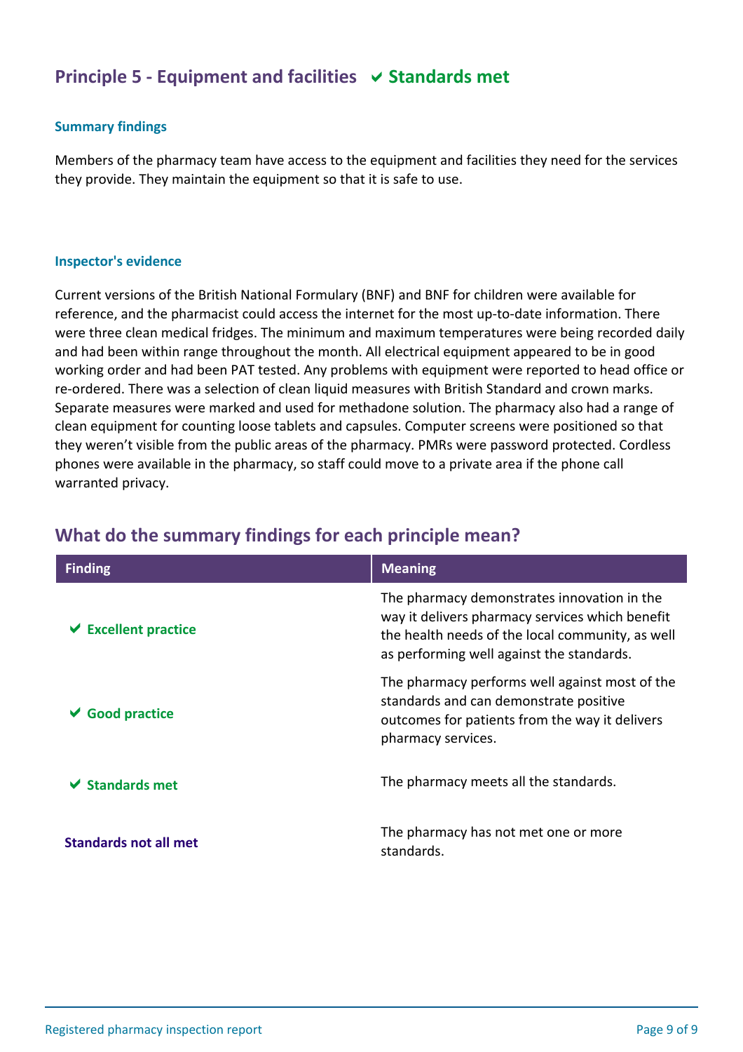## Principle 5 - Equipment and facilities ✔ Standards met

### Summary findings

Members of the pharmacy team have access to the equipment and facilities they need for the services they provide. They maintain the equipment so that it is safe to use.

### Inspector's evidence

Current versions of the British National Formulary (BNF) and BNF for children were available for reference, and the pharmacist could access the internet for the most up-to-date information. There were three clean medical fridges. The minimum and maximum temperatures were being recorded daily and had been within range throughout the month. All electrical equipment appeared to be in good working order and had been PAT tested. Any problems with equipment were reported to head office or re-ordered. There was a selection of clean liquid measures with British Standard and crown marks. Separate measures were marked and used for methadone solution. The pharmacy also had a range of clean equipment for counting loose tablets and capsules. Computer screens were positioned so that they weren't visible from the public areas of the pharmacy. PMRs were password protected. Cordless phones were available in the pharmacy, so staff could move to a private area if the phone call warranted privacy.

## What do the summary findings for each principle mean?

| Finding | Meaning |
|---|---|
| ✔ Excellent practice | The pharmacy demonstrates innovation in the way it delivers pharmacy services which benefit the health needs of the local community, as well as performing well against the standards. |
| ✔ Good practice | The pharmacy performs well against most of the standards and can demonstrate positive outcomes for patients from the way it delivers pharmacy services. |
| ✔ Standards met | The pharmacy meets all the standards. |
| Standards not all met | The pharmacy has not met one or more standards. |